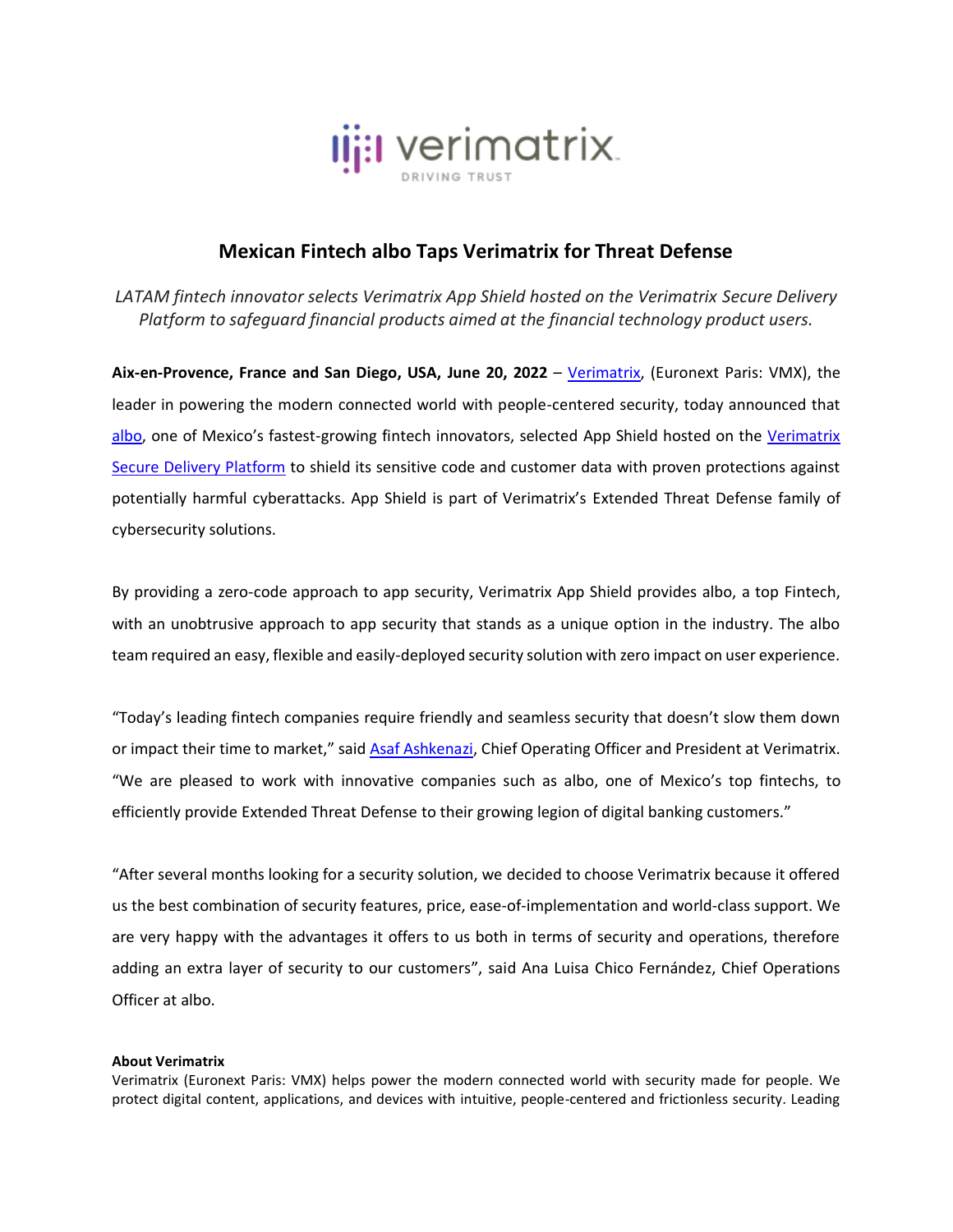verimatrix
DRIVING TRUST

# Mexican Fintech albo Taps Verimatrix for Threat Defense

*LATAM fintech innovator selects Verimatrix App Shield hosted on the Verimatrix Secure Delivery Platform to safeguard financial products aimed at the financial technology product users.*

**Aix-en-Provence, France and San Diego, USA, June 20, 2022** – Verimatrix, (Euronext Paris: VMX), the leader in powering the modern connected world with people-centered security, today announced that albo, one of Mexico's fastest-growing fintech innovators, selected App Shield hosted on the Verimatrix Secure Delivery Platform to shield its sensitive code and customer data with proven protections against potentially harmful cyberattacks. App Shield is part of Verimatrix's Extended Threat Defense family of cybersecurity solutions.

By providing a zero-code approach to app security, Verimatrix App Shield provides albo, a top Fintech, with an unobtrusive approach to app security that stands as a unique option in the industry. The albo team required an easy, flexible and easily-deployed security solution with zero impact on user experience.

"Today's leading fintech companies require friendly and seamless security that doesn't slow them down or impact their time to market," said Asaf Ashkenazi, Chief Operating Officer and President at Verimatrix. "We are pleased to work with innovative companies such as albo, one of Mexico's top fintechs, to efficiently provide Extended Threat Defense to their growing legion of digital banking customers."

"After several months looking for a security solution, we decided to choose Verimatrix because it offered us the best combination of security features, price, ease-of-implementation and world-class support. We are very happy with the advantages it offers to us both in terms of security and operations, therefore adding an extra layer of security to our customers", said Ana Luisa Chico Fernández, Chief Operations Officer at albo.

**About Verimatrix**

Verimatrix (Euronext Paris: VMX) helps power the modern connected world with security made for people. We protect digital content, applications, and devices with intuitive, people-centered and frictionless security. Leading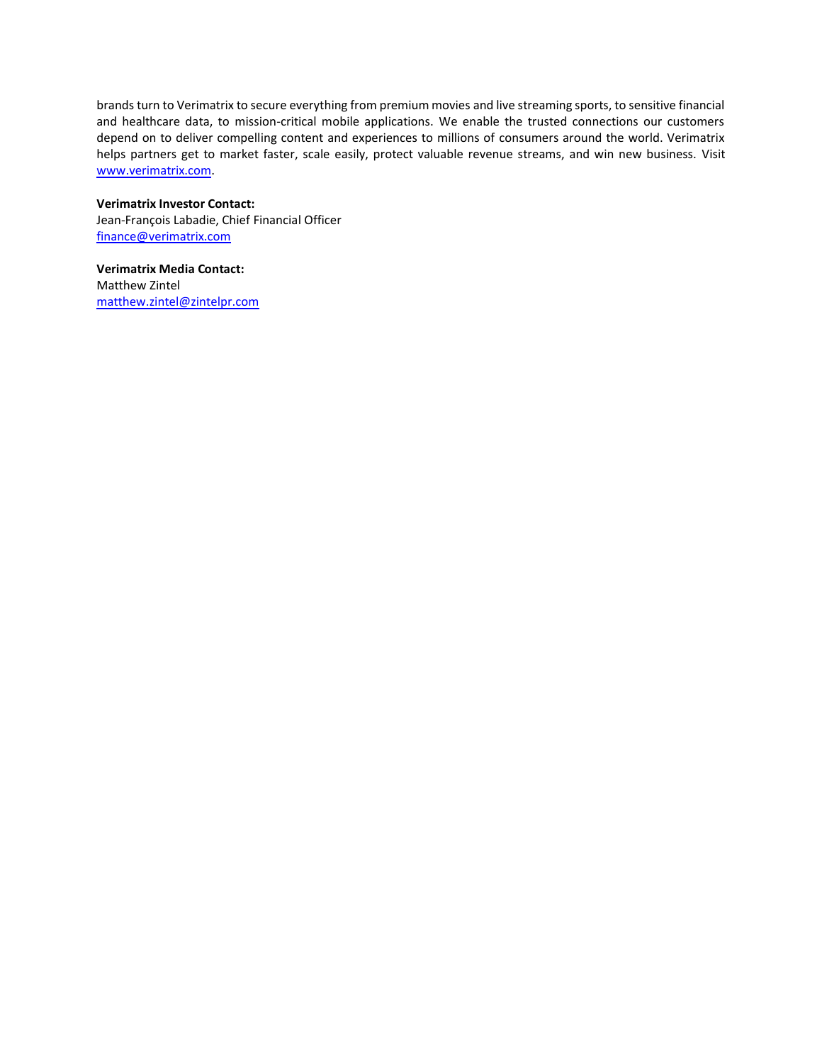brands turn to Verimatrix to secure everything from premium movies and live streaming sports, to sensitive financial and healthcare data, to mission-critical mobile applications. We enable the trusted connections our customers depend on to deliver compelling content and experiences to millions of consumers around the world. Verimatrix helps partners get to market faster, scale easily, protect valuable revenue streams, and win new business. Visit [www.verimatrix.com](http://www.verimatrix.com).

**Verimatrix Investor Contact:**
Jean-François Labadie, Chief Financial Officer
[finance@verimatrix.com](mailto:finance@verimatrix.com)

**Verimatrix Media Contact:**
Matthew Zintel
[matthew.zintel@zintelpr.com](mailto:matthew.zintel@zintelpr.com)